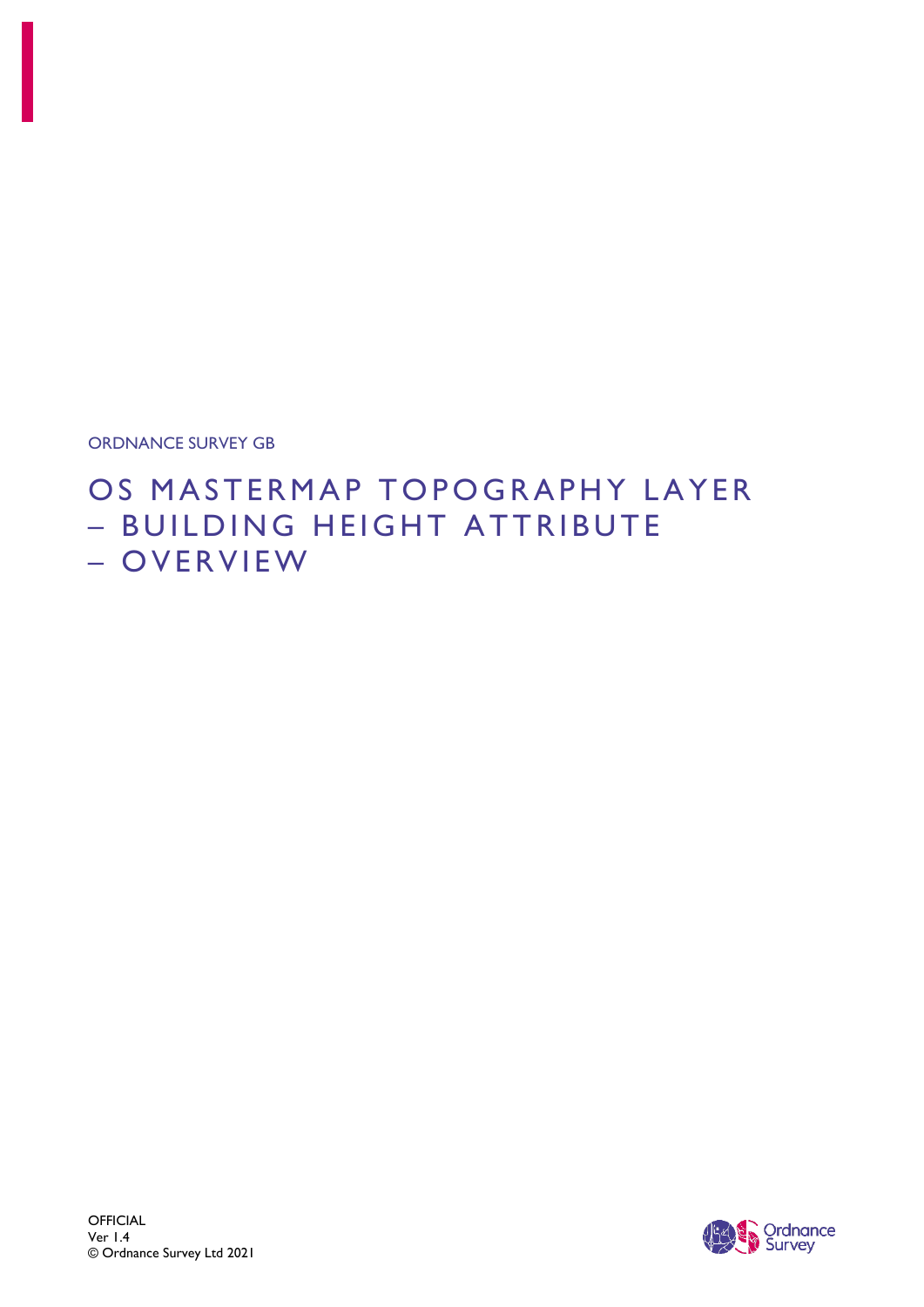ORDNANCE SURVEY GB

# OS MASTERMAP TOPOGRAPHY LAYER – BUILDING HEIGHT ATTRIBUTE – OVERVIEW

OFFICIAL
Ver 1.4
© Ordnance Survey Ltd 2021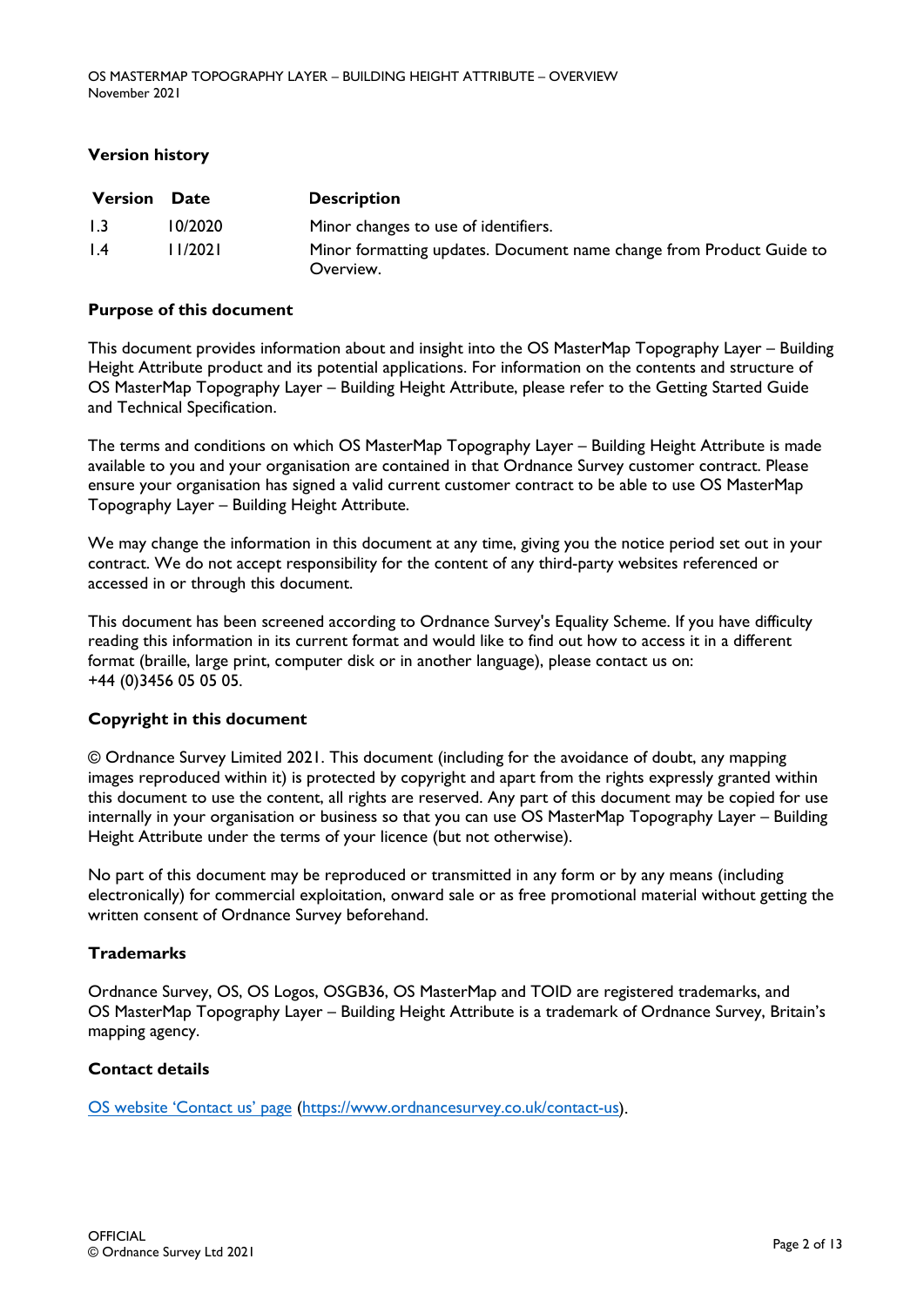## Version history

| Version | Date | Description |
|---|---|---|
| 1.3 | 10/2020 | Minor changes to use of identifiers. |
| 1.4 | 11/2021 | Minor formatting updates. Document name change from Product Guide to Overview. |

## Purpose of this document

This document provides information about and insight into the OS MasterMap Topography Layer – Building Height Attribute product and its potential applications. For information on the contents and structure of OS MasterMap Topography Layer – Building Height Attribute, please refer to the Getting Started Guide and Technical Specification.

The terms and conditions on which OS MasterMap Topography Layer – Building Height Attribute is made available to you and your organisation are contained in that Ordnance Survey customer contract. Please ensure your organisation has signed a valid current customer contract to be able to use OS MasterMap Topography Layer – Building Height Attribute.

We may change the information in this document at any time, giving you the notice period set out in your contract. We do not accept responsibility for the content of any third-party websites referenced or accessed in or through this document.

This document has been screened according to Ordnance Survey's Equality Scheme. If you have difficulty reading this information in its current format and would like to find out how to access it in a different format (braille, large print, computer disk or in another language), please contact us on: +44 (0)3456 05 05 05.

## Copyright in this document

© Ordnance Survey Limited 2021. This document (including for the avoidance of doubt, any mapping images reproduced within it) is protected by copyright and apart from the rights expressly granted within this document to use the content, all rights are reserved. Any part of this document may be copied for use internally in your organisation or business so that you can use OS MasterMap Topography Layer – Building Height Attribute under the terms of your licence (but not otherwise).

No part of this document may be reproduced or transmitted in any form or by any means (including electronically) for commercial exploitation, onward sale or as free promotional material without getting the written consent of Ordnance Survey beforehand.

## Trademarks

Ordnance Survey, OS, OS Logos, OSGB36, OS MasterMap and TOID are registered trademarks, and OS MasterMap Topography Layer – Building Height Attribute is a trademark of Ordnance Survey, Britain's mapping agency.

## Contact details

[OS website 'Contact us' page](https://www.ordnancesurvey.co.uk/contact-us) (https://www.ordnancesurvey.co.uk/contact-us).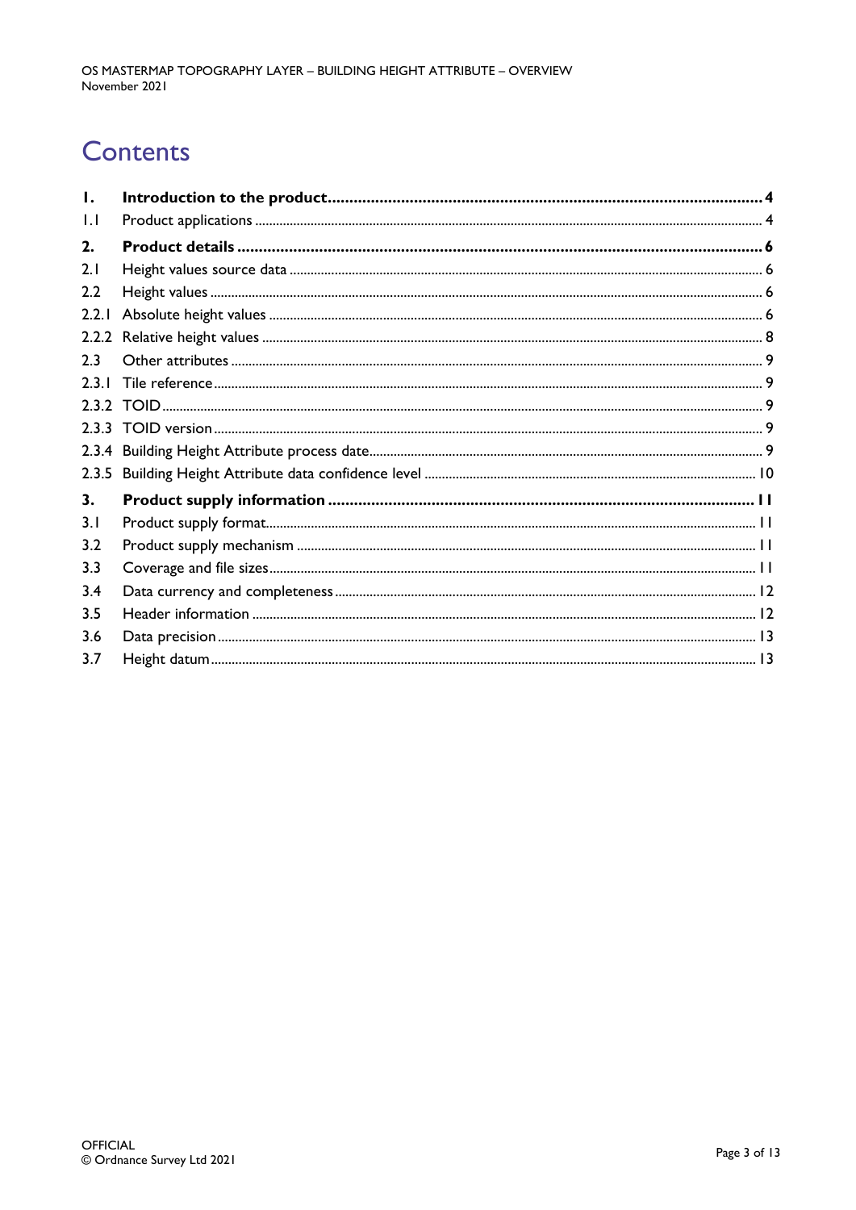# Contents

| | | |
|---|---|---|
| **1.** | **Introduction to the product** | **4** |
| 1.1 | Product applications | 4 |
| **2.** | **Product details** | **6** |
| 2.1 | Height values source data | 6 |
| 2.2 | Height values | 6 |
| 2.2.1 | Absolute height values | 6 |
| 2.2.2 | Relative height values | 8 |
| 2.3 | Other attributes | 9 |
| 2.3.1 | Tile reference | 9 |
| 2.3.2 | TOID | 9 |
| 2.3.3 | TOID version | 9 |
| 2.3.4 | Building Height Attribute process date | 9 |
| 2.3.5 | Building Height Attribute data confidence level | 10 |
| **3.** | **Product supply information** | **11** |
| 3.1 | Product supply format | 11 |
| 3.2 | Product supply mechanism | 11 |
| 3.3 | Coverage and file sizes | 11 |
| 3.4 | Data currency and completeness | 12 |
| 3.5 | Header information | 12 |
| 3.6 | Data precision | 13 |
| 3.7 | Height datum | 13 |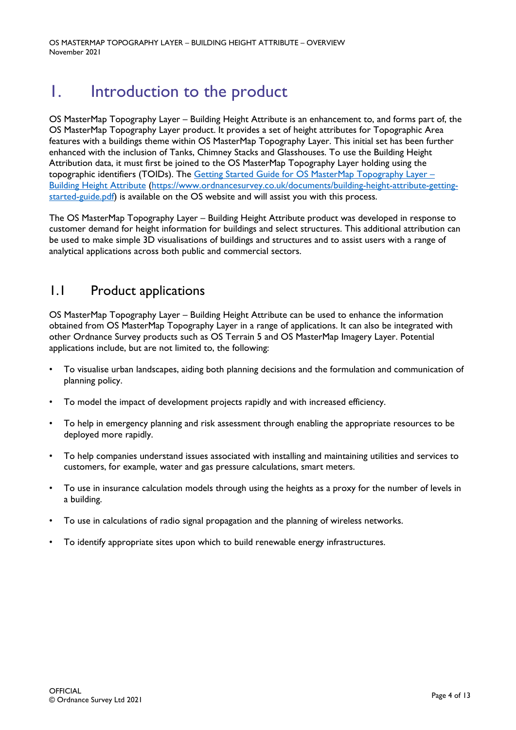# 1. Introduction to the product

OS MasterMap Topography Layer – Building Height Attribute is an enhancement to, and forms part of, the OS MasterMap Topography Layer product. It provides a set of height attributes for Topographic Area features with a buildings theme within OS MasterMap Topography Layer. This initial set has been further enhanced with the inclusion of Tanks, Chimney Stacks and Glasshouses. To use the Building Height Attribution data, it must first be joined to the OS MasterMap Topography Layer holding using the topographic identifiers (TOIDs). The [Getting Started Guide for OS MasterMap Topography Layer – Building Height Attribute](https://www.ordnancesurvey.co.uk/documents/building-height-attribute-getting-started-guide.pdf) (https://www.ordnancesurvey.co.uk/documents/building-height-attribute-getting-started-guide.pdf) is available on the OS website and will assist you with this process.

The OS MasterMap Topography Layer – Building Height Attribute product was developed in response to customer demand for height information for buildings and select structures. This additional attribution can be used to make simple 3D visualisations of buildings and structures and to assist users with a range of analytical applications across both public and commercial sectors.

## 1.1 Product applications

OS MasterMap Topography Layer – Building Height Attribute can be used to enhance the information obtained from OS MasterMap Topography Layer in a range of applications. It can also be integrated with other Ordnance Survey products such as OS Terrain 5 and OS MasterMap Imagery Layer. Potential applications include, but are not limited to, the following:

- To visualise urban landscapes, aiding both planning decisions and the formulation and communication of planning policy.
- To model the impact of development projects rapidly and with increased efficiency.
- To help in emergency planning and risk assessment through enabling the appropriate resources to be deployed more rapidly.
- To help companies understand issues associated with installing and maintaining utilities and services to customers, for example, water and gas pressure calculations, smart meters.
- To use in insurance calculation models through using the heights as a proxy for the number of levels in a building.
- To use in calculations of radio signal propagation and the planning of wireless networks.
- To identify appropriate sites upon which to build renewable energy infrastructures.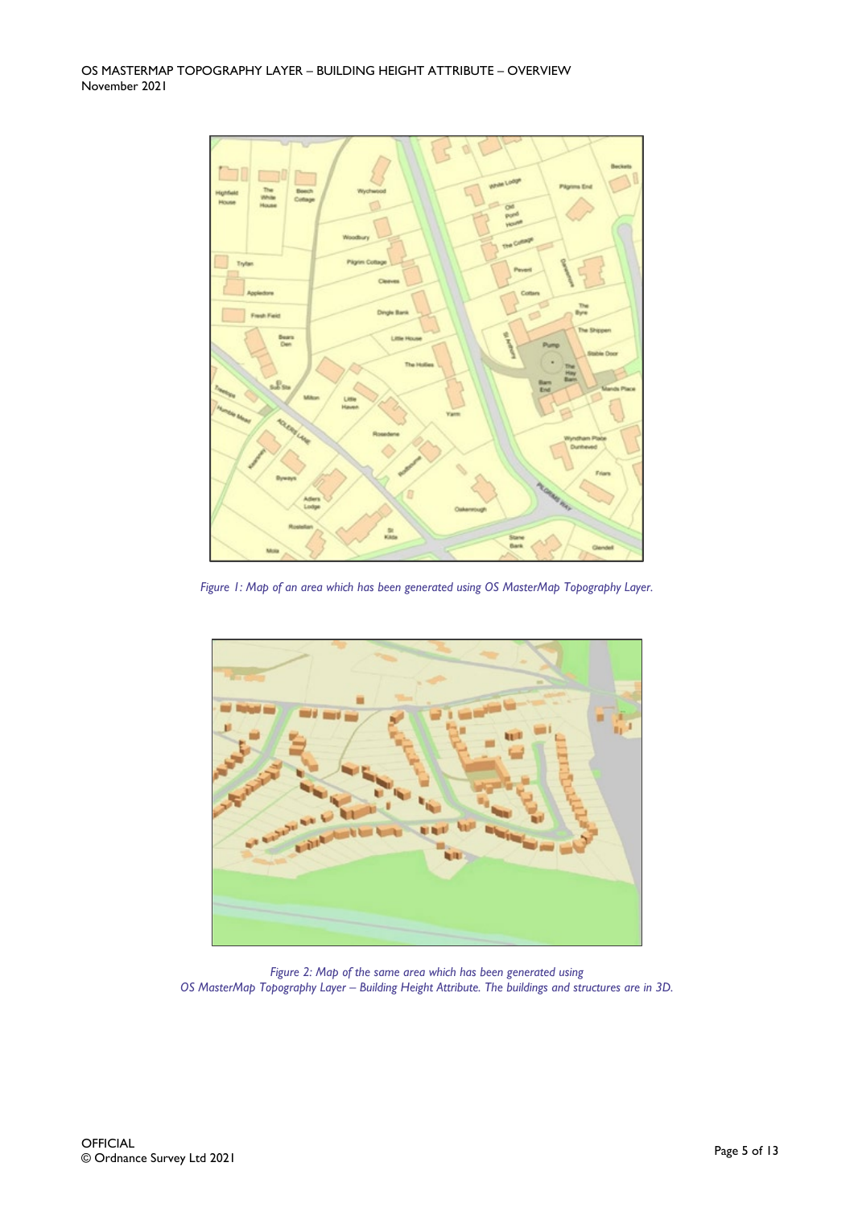*Figure 1: Map of an area which has been generated using OS MasterMap Topography Layer.*

*Figure 2: Map of the same area which has been generated using OS MasterMap Topography Layer – Building Height Attribute. The buildings and structures are in 3D.*

OFFICIAL
© Ordnance Survey Ltd 2021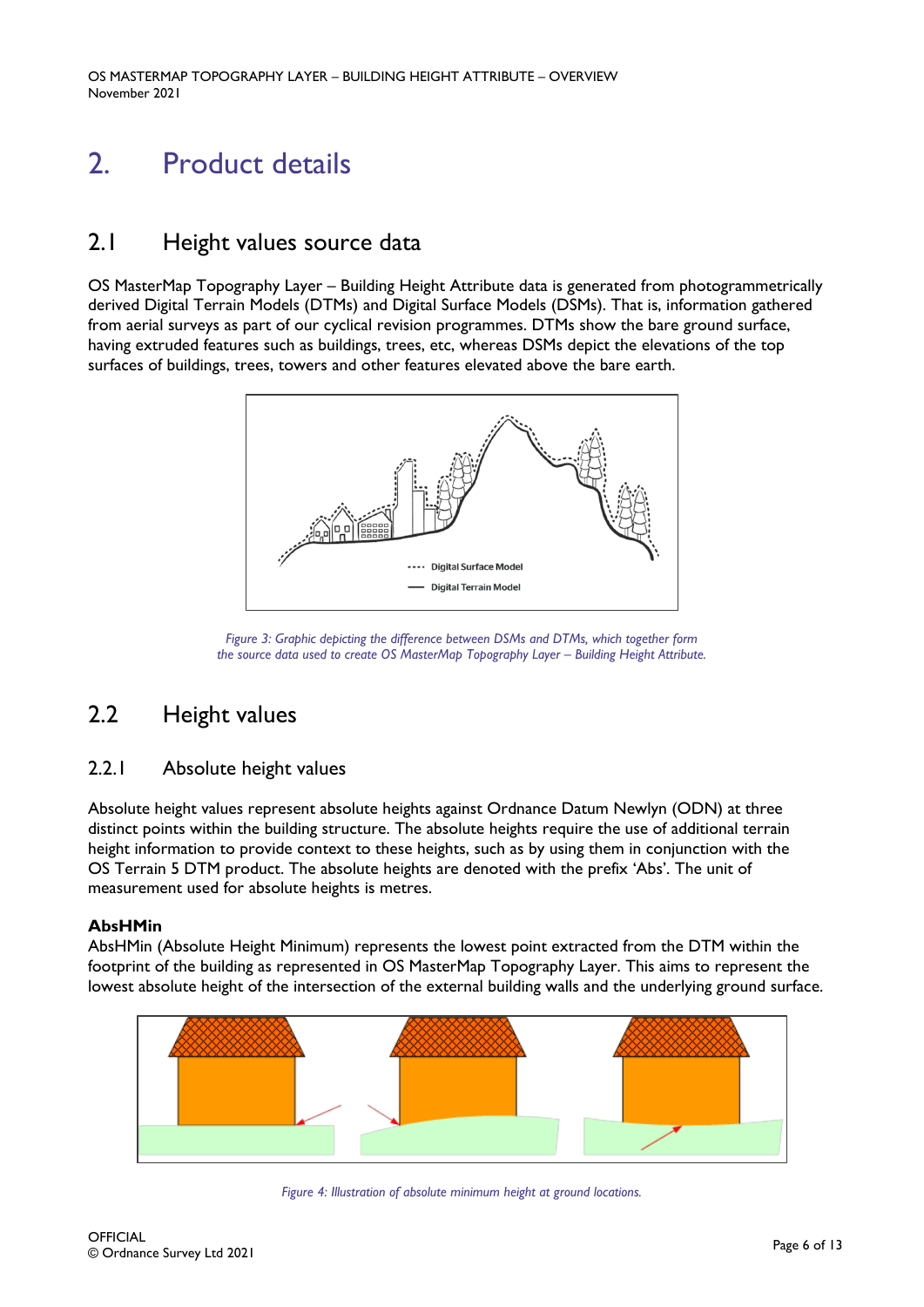# 2. Product details

## 2.1 Height values source data

OS MasterMap Topography Layer – Building Height Attribute data is generated from photogrammetrically derived Digital Terrain Models (DTMs) and Digital Surface Models (DSMs). That is, information gathered from aerial surveys as part of our cyclical revision programmes. DTMs show the bare ground surface, having extruded features such as buildings, trees, etc, whereas DSMs depict the elevations of the top surfaces of buildings, trees, towers and other features elevated above the bare earth.

*Figure 3: Graphic depicting the difference between DSMs and DTMs, which together form the source data used to create OS MasterMap Topography Layer – Building Height Attribute.*

## 2.2 Height values

### 2.2.1 Absolute height values

Absolute height values represent absolute heights against Ordnance Datum Newlyn (ODN) at three distinct points within the building structure. The absolute heights require the use of additional terrain height information to provide context to these heights, such as by using them in conjunction with the OS Terrain 5 DTM product. The absolute heights are denoted with the prefix 'Abs'. The unit of measurement used for absolute heights is metres.

**AbsHMin**

AbsHMin (Absolute Height Minimum) represents the lowest point extracted from the DTM within the footprint of the building as represented in OS MasterMap Topography Layer. This aims to represent the lowest absolute height of the intersection of the external building walls and the underlying ground surface.

*Figure 4: Illustration of absolute minimum height at ground locations.*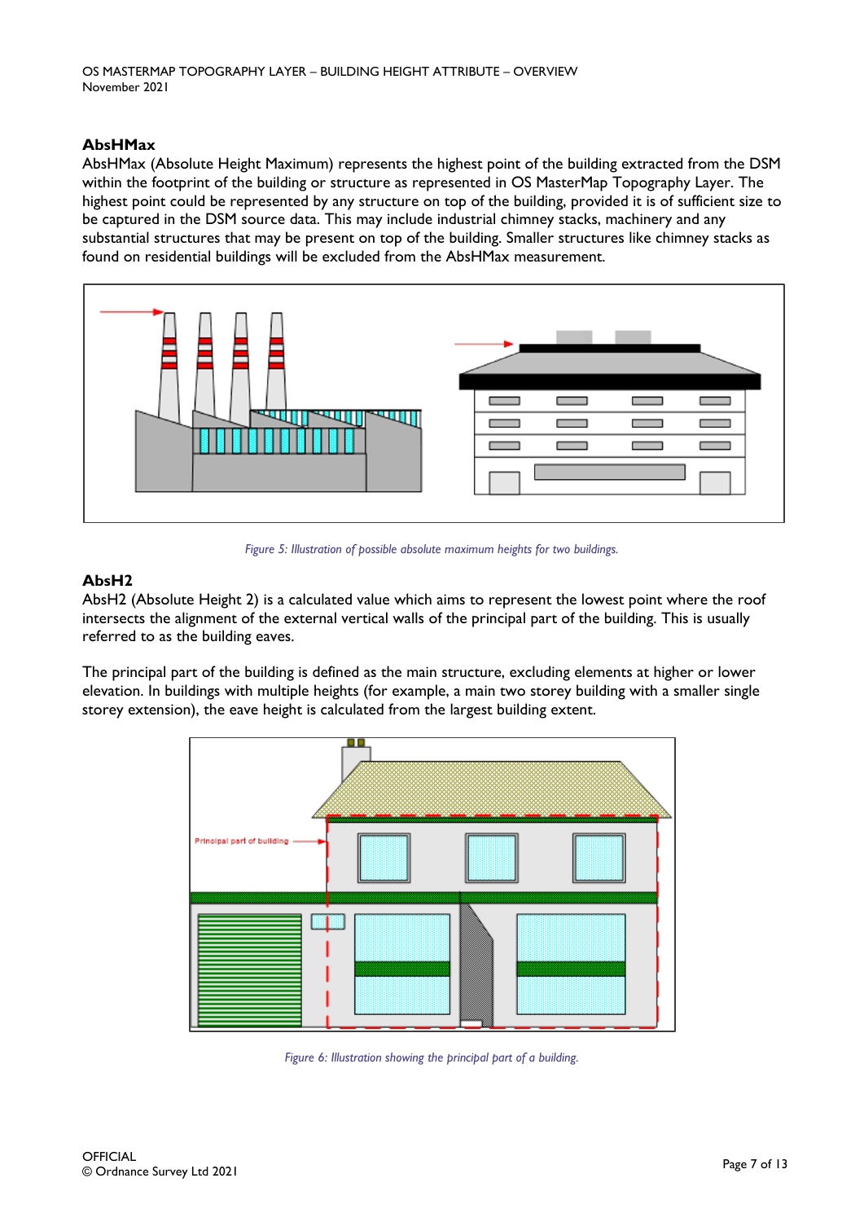## AbsHMax

AbsHMax (Absolute Height Maximum) represents the highest point of the building extracted from the DSM within the footprint of the building or structure as represented in OS MasterMap Topography Layer. The highest point could be represented by any structure on top of the building, provided it is of sufficient size to be captured in the DSM source data. This may include industrial chimney stacks, machinery and any substantial structures that may be present on top of the building. Smaller structures like chimney stacks as found on residential buildings will be excluded from the AbsHMax measurement.

*Figure 5: Illustration of possible absolute maximum heights for two buildings.*

## AbsH2

AbsH2 (Absolute Height 2) is a calculated value which aims to represent the lowest point where the roof intersects the alignment of the external vertical walls of the principal part of the building. This is usually referred to as the building eaves.

The principal part of the building is defined as the main structure, excluding elements at higher or lower elevation. In buildings with multiple heights (for example, a main two storey building with a smaller single storey extension), the eave height is calculated from the largest building extent.

*Figure 6: Illustration showing the principal part of a building.*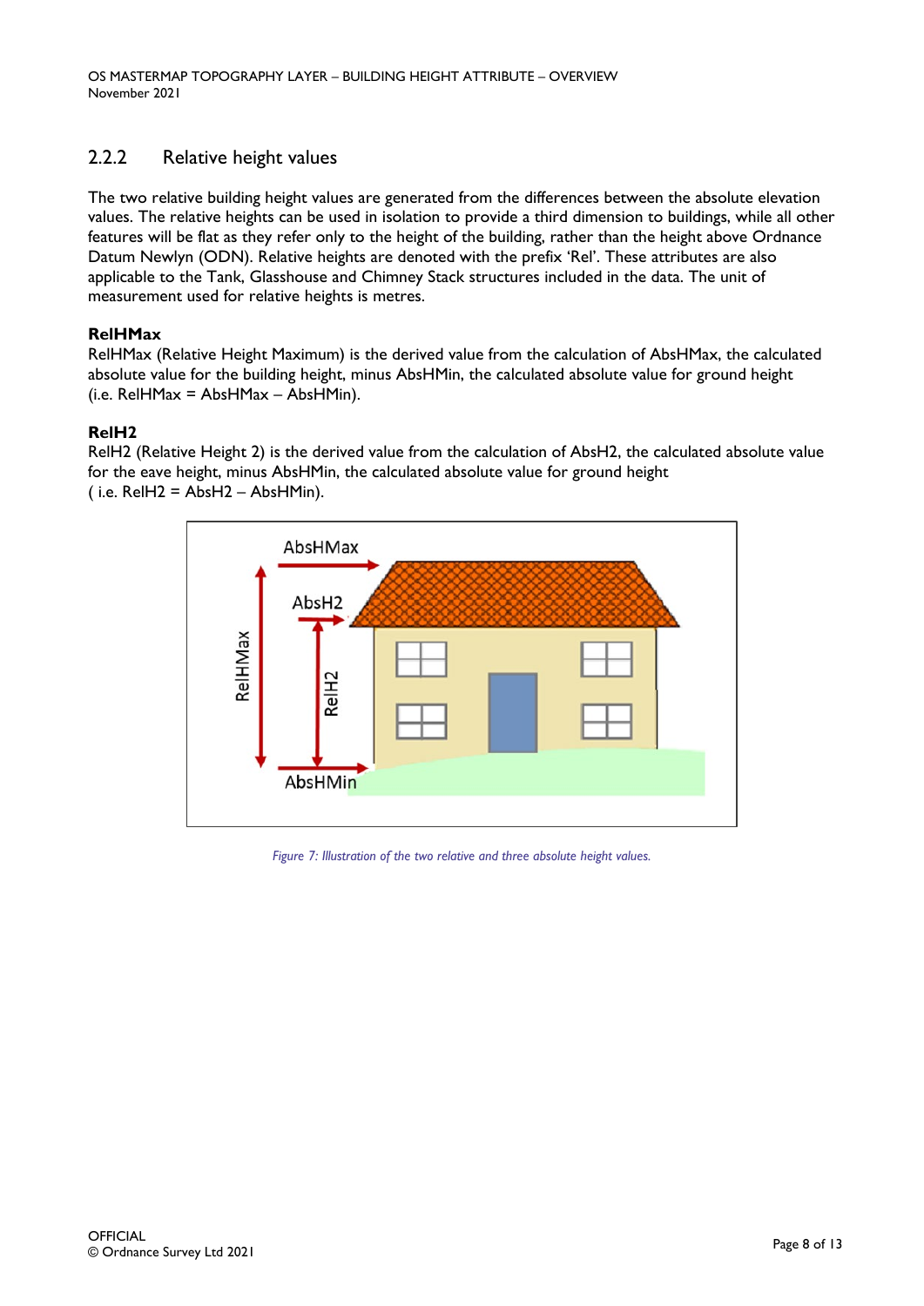### 2.2.2 Relative height values

The two relative building height values are generated from the differences between the absolute elevation values. The relative heights can be used in isolation to provide a third dimension to buildings, while all other features will be flat as they refer only to the height of the building, rather than the height above Ordnance Datum Newlyn (ODN). Relative heights are denoted with the prefix 'Rel'. These attributes are also applicable to the Tank, Glasshouse and Chimney Stack structures included in the data. The unit of measurement used for relative heights is metres.

**RelHMax**
RelHMax (Relative Height Maximum) is the derived value from the calculation of AbsHMax, the calculated absolute value for the building height, minus AbsHMin, the calculated absolute value for ground height (i.e. RelHMax = AbsHMax – AbsHMin).

**RelH2**
RelH2 (Relative Height 2) is the derived value from the calculation of AbsH2, the calculated absolute value for the eave height, minus AbsHMin, the calculated absolute value for ground height ( i.e. RelH2 = AbsH2 – AbsHMin).

*Figure 7: Illustration of the two relative and three absolute height values.*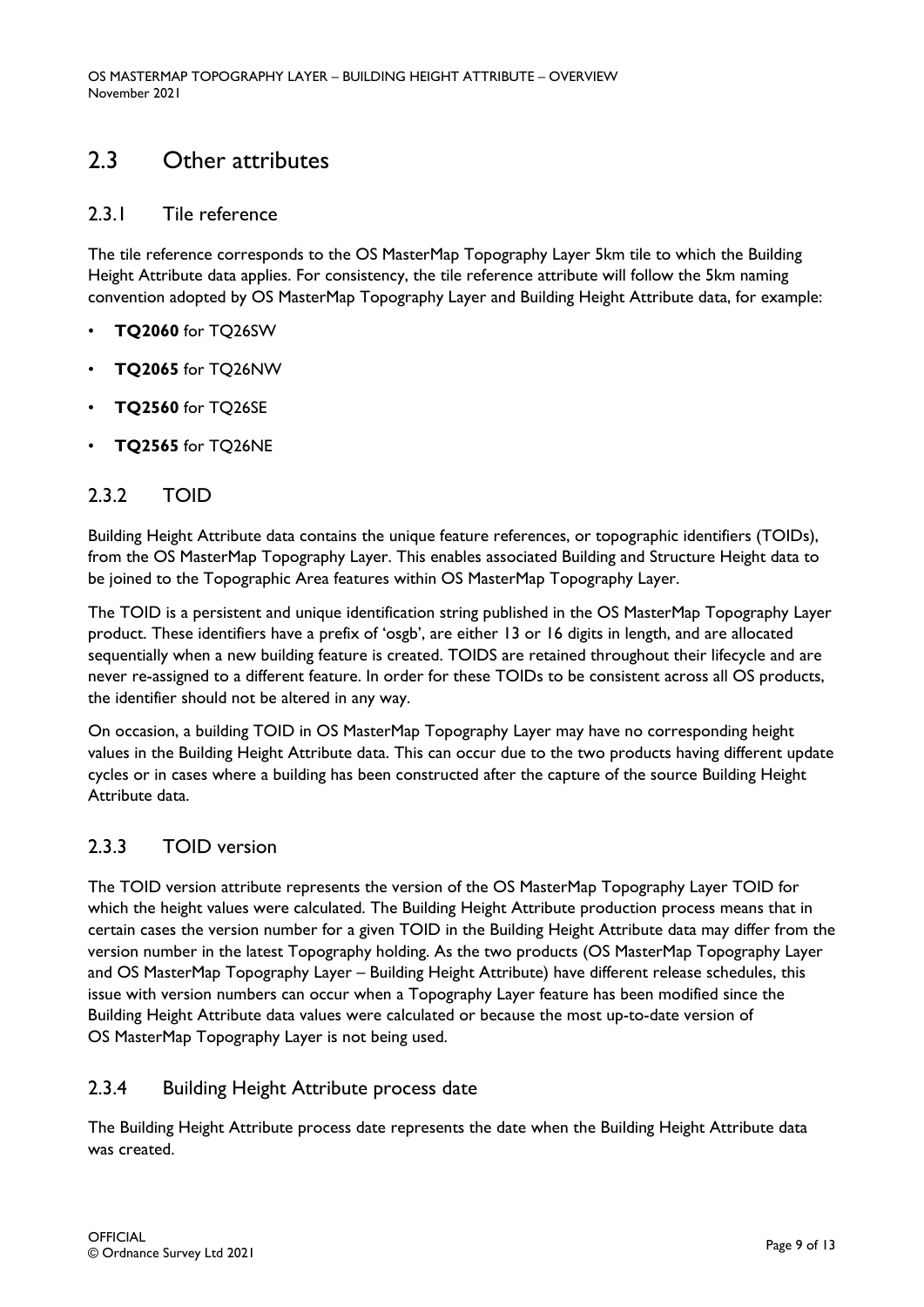## 2.3 Other attributes

### 2.3.1 Tile reference

The tile reference corresponds to the OS MasterMap Topography Layer 5km tile to which the Building Height Attribute data applies. For consistency, the tile reference attribute will follow the 5km naming convention adopted by OS MasterMap Topography Layer and Building Height Attribute data, for example:

- **TQ2060** for TQ26SW
- **TQ2065** for TQ26NW
- **TQ2560** for TQ26SE
- **TQ2565** for TQ26NE

### 2.3.2 TOID

Building Height Attribute data contains the unique feature references, or topographic identifiers (TOIDs), from the OS MasterMap Topography Layer. This enables associated Building and Structure Height data to be joined to the Topographic Area features within OS MasterMap Topography Layer.

The TOID is a persistent and unique identification string published in the OS MasterMap Topography Layer product. These identifiers have a prefix of 'osgb', are either 13 or 16 digits in length, and are allocated sequentially when a new building feature is created. TOIDS are retained throughout their lifecycle and are never re-assigned to a different feature. In order for these TOIDs to be consistent across all OS products, the identifier should not be altered in any way.

On occasion, a building TOID in OS MasterMap Topography Layer may have no corresponding height values in the Building Height Attribute data. This can occur due to the two products having different update cycles or in cases where a building has been constructed after the capture of the source Building Height Attribute data.

### 2.3.3 TOID version

The TOID version attribute represents the version of the OS MasterMap Topography Layer TOID for which the height values were calculated. The Building Height Attribute production process means that in certain cases the version number for a given TOID in the Building Height Attribute data may differ from the version number in the latest Topography holding. As the two products (OS MasterMap Topography Layer and OS MasterMap Topography Layer – Building Height Attribute) have different release schedules, this issue with version numbers can occur when a Topography Layer feature has been modified since the Building Height Attribute data values were calculated or because the most up-to-date version of OS MasterMap Topography Layer is not being used.

### 2.3.4 Building Height Attribute process date

The Building Height Attribute process date represents the date when the Building Height Attribute data was created.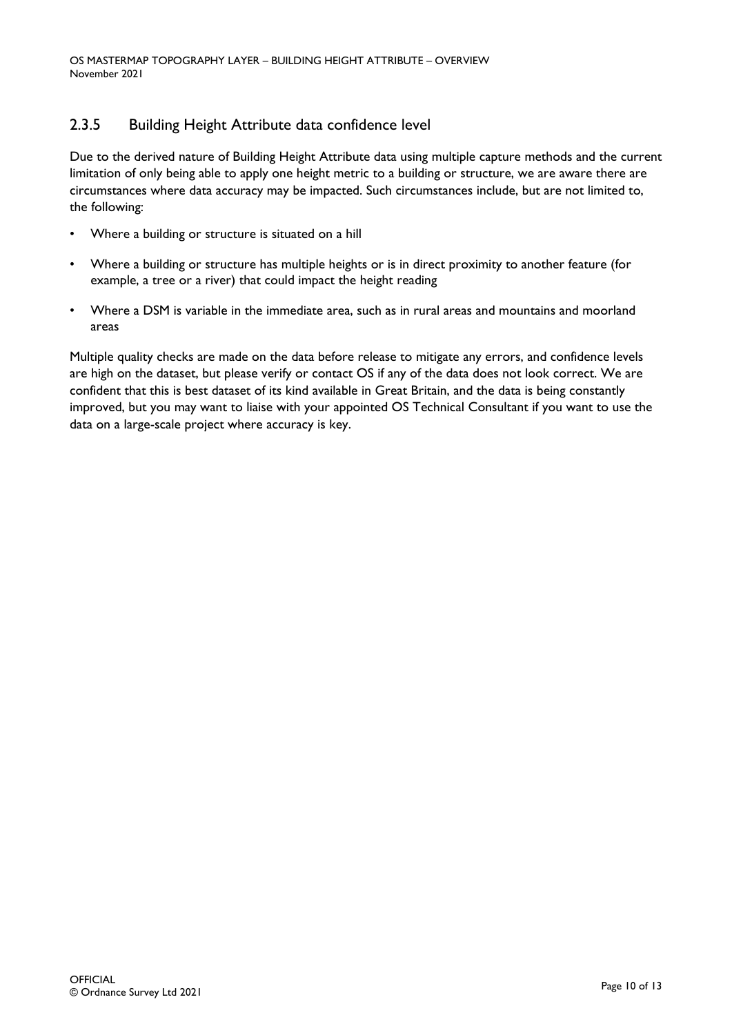### 2.3.5 Building Height Attribute data confidence level

Due to the derived nature of Building Height Attribute data using multiple capture methods and the current limitation of only being able to apply one height metric to a building or structure, we are aware there are circumstances where data accuracy may be impacted. Such circumstances include, but are not limited to, the following:

- Where a building or structure is situated on a hill
- Where a building or structure has multiple heights or is in direct proximity to another feature (for example, a tree or a river) that could impact the height reading
- Where a DSM is variable in the immediate area, such as in rural areas and mountains and moorland areas

Multiple quality checks are made on the data before release to mitigate any errors, and confidence levels are high on the dataset, but please verify or contact OS if any of the data does not look correct. We are confident that this is best dataset of its kind available in Great Britain, and the data is being constantly improved, but you may want to liaise with your appointed OS Technical Consultant if you want to use the data on a large-scale project where accuracy is key.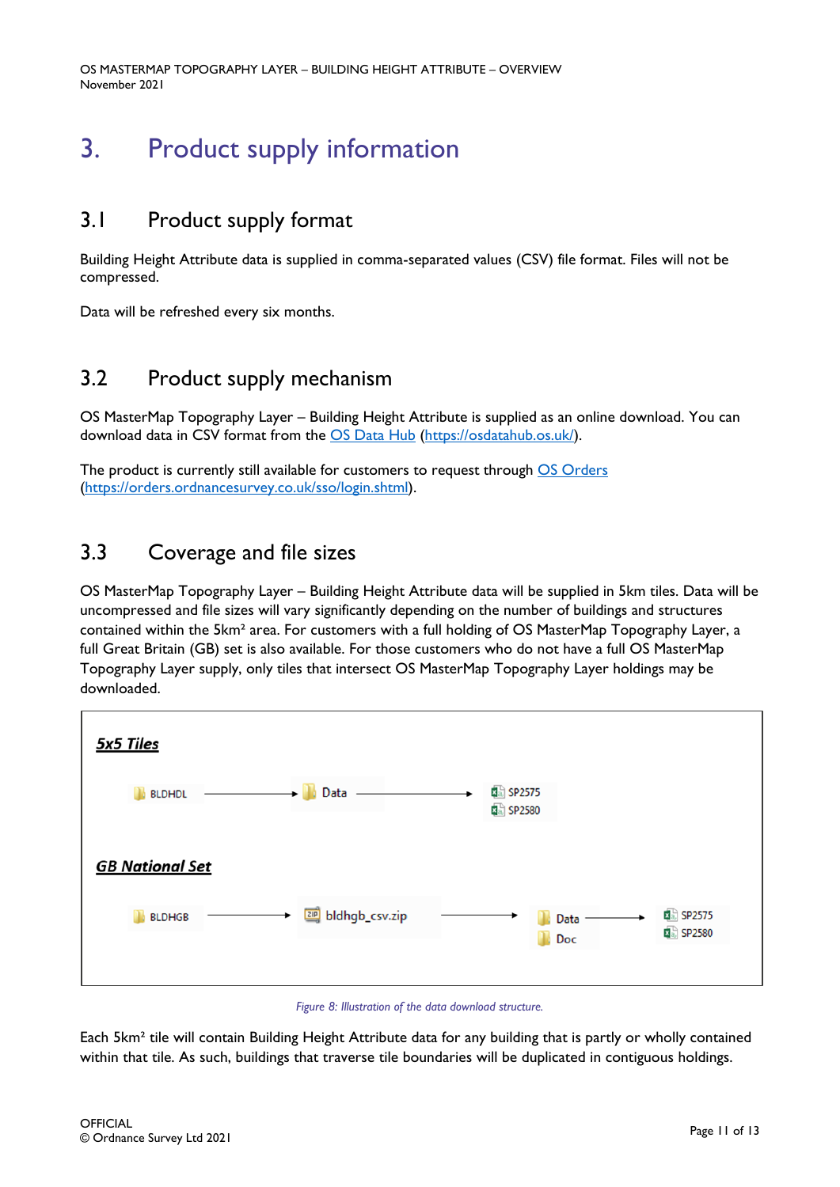# 3. Product supply information

## 3.1 Product supply format

Building Height Attribute data is supplied in comma-separated values (CSV) file format. Files will not be compressed.

Data will be refreshed every six months.

## 3.2 Product supply mechanism

OS MasterMap Topography Layer – Building Height Attribute is supplied as an online download. You can download data in CSV format from the [OS Data Hub](https://osdatahub.os.uk/) (https://osdatahub.os.uk/).

The product is currently still available for customers to request through [OS Orders](https://orders.ordnancesurvey.co.uk/sso/login.shtml) (https://orders.ordnancesurvey.co.uk/sso/login.shtml).

## 3.3 Coverage and file sizes

OS MasterMap Topography Layer – Building Height Attribute data will be supplied in 5km tiles. Data will be uncompressed and file sizes will vary significantly depending on the number of buildings and structures contained within the 5km² area. For customers with a full holding of OS MasterMap Topography Layer, a full Great Britain (GB) set is also available. For those customers who do not have a full OS MasterMap Topography Layer supply, only tiles that intersect OS MasterMap Topography Layer holdings may be downloaded.

***5x5 Tiles***

BLDHDL → Data → SP2575, SP2580

***GB National Set***

BLDHGB → bldhgb_csv.zip → Data, Doc → SP2575, SP2580

*Figure 8: Illustration of the data download structure.*

Each 5km² tile will contain Building Height Attribute data for any building that is partly or wholly contained within that tile. As such, buildings that traverse tile boundaries will be duplicated in contiguous holdings.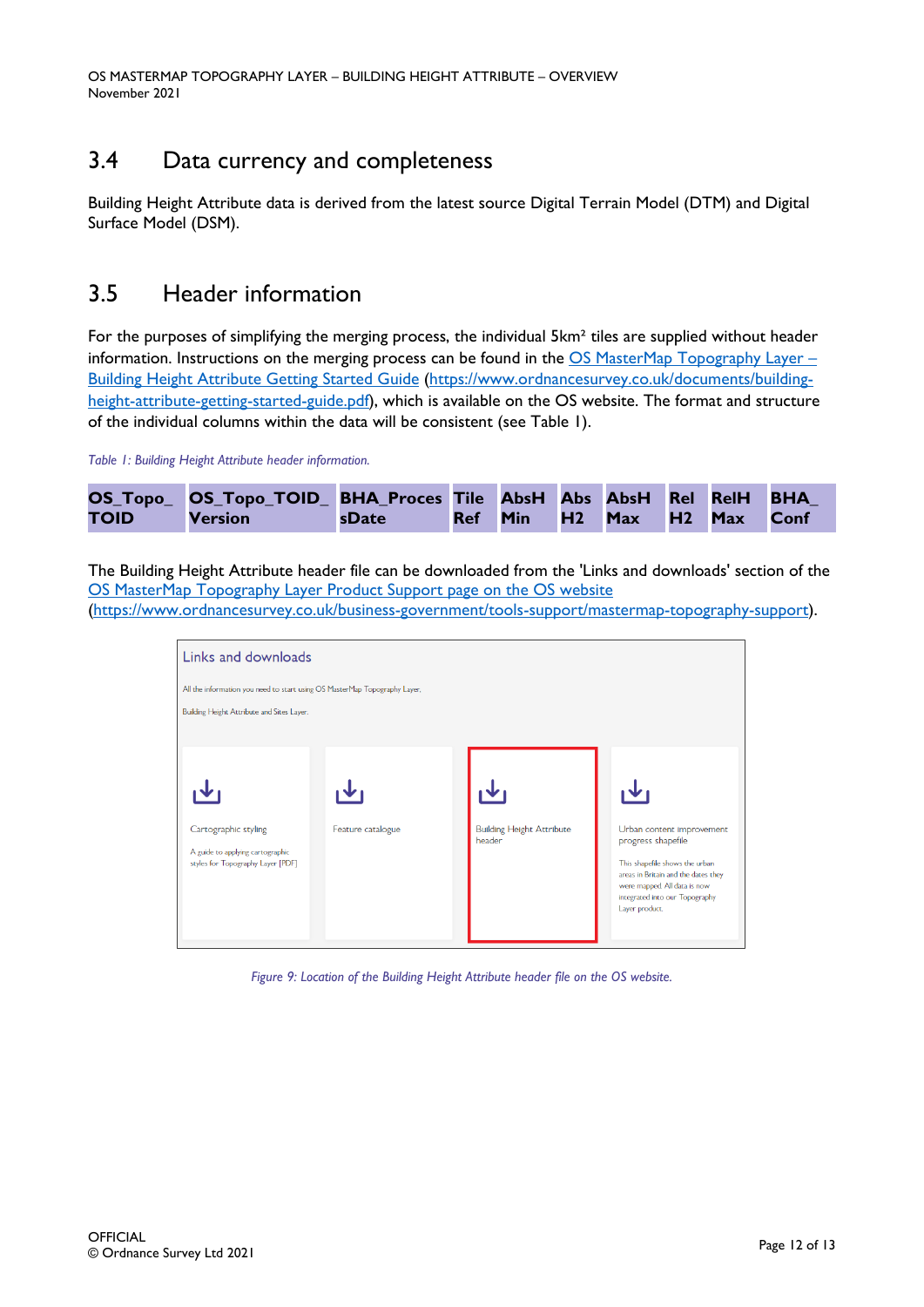## 3.4 Data currency and completeness

Building Height Attribute data is derived from the latest source Digital Terrain Model (DTM) and Digital Surface Model (DSM).

## 3.5 Header information

For the purposes of simplifying the merging process, the individual 5km² tiles are supplied without header information. Instructions on the merging process can be found in the OS MasterMap Topography Layer – Building Height Attribute Getting Started Guide (https://www.ordnancesurvey.co.uk/documents/building-height-attribute-getting-started-guide.pdf), which is available on the OS website. The format and structure of the individual columns within the data will be consistent (see Table 1).

*Table 1: Building Height Attribute header information.*

| OS_Topo_TOID | OS_Topo_TOID_Version | BHA_ProcessDate | TileRef | AbsHMin | AbsH2 | AbsHMax | RelH2 | RelHMax | BHA_Conf |
|---|---|---|---|---|---|---|---|---|---|

The Building Height Attribute header file can be downloaded from the 'Links and downloads' section of the OS MasterMap Topography Layer Product Support page on the OS website (https://www.ordnancesurvey.co.uk/business-government/tools-support/mastermap-topography-support).

*Figure 9: Location of the Building Height Attribute header file on the OS website.*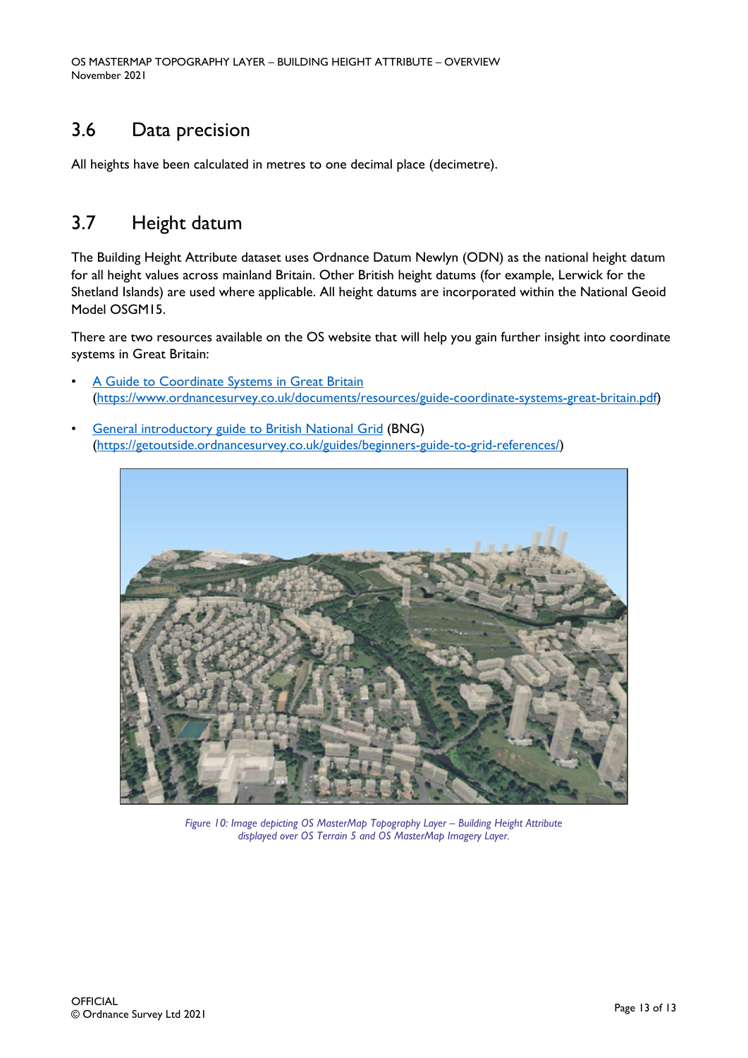## 3.6 Data precision

All heights have been calculated in metres to one decimal place (decimetre).

## 3.7 Height datum

The Building Height Attribute dataset uses Ordnance Datum Newlyn (ODN) as the national height datum for all height values across mainland Britain. Other British height datums (for example, Lerwick for the Shetland Islands) are used where applicable. All height datums are incorporated within the National Geoid Model OSGM15.

There are two resources available on the OS website that will help you gain further insight into coordinate systems in Great Britain:

- A Guide to Coordinate Systems in Great Britain (https://www.ordnancesurvey.co.uk/documents/resources/guide-coordinate-systems-great-britain.pdf)
- General introductory guide to British National Grid (BNG) (https://getoutside.ordnancesurvey.co.uk/guides/beginners-guide-to-grid-references/)

*Figure 10: Image depicting OS MasterMap Topography Layer – Building Height Attribute displayed over OS Terrain 5 and OS MasterMap Imagery Layer.*

OFFICIAL
© Ordnance Survey Ltd 2021